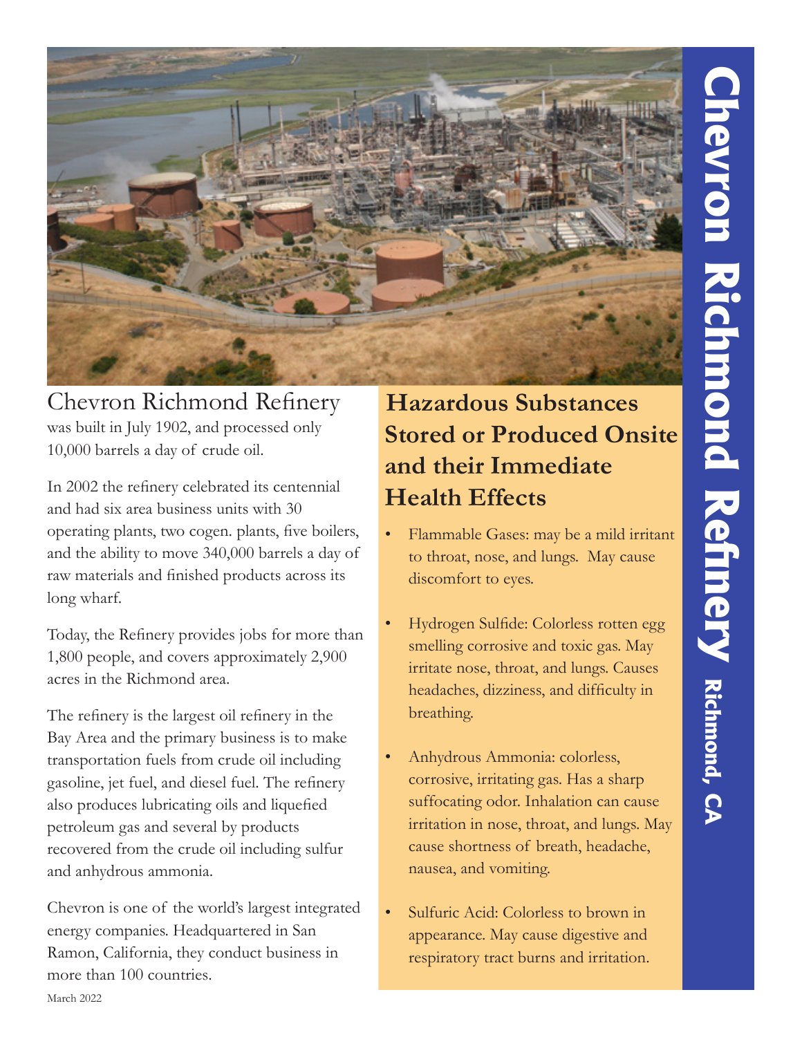# Chevron Richmond Refinery

## Richmond, CA

Chevron Richmond Refinery was built in July 1902, and processed only 10,000 barrels a day of crude oil.

In 2002 the refinery celebrated its centennial and had six area business units with 30 operating plants, two cogen. plants, five boilers, and the ability to move 340,000 barrels a day of raw materials and finished products across its long wharf.

Today, the Refinery provides jobs for more than 1,800 people, and covers approximately 2,900 acres in the Richmond area.

The refinery is the largest oil refinery in the Bay Area and the primary business is to make transportation fuels from crude oil including gasoline, jet fuel, and diesel fuel. The refinery also produces lubricating oils and liquefied petroleum gas and several by products recovered from the crude oil including sulfur and anhydrous ammonia.

Chevron is one of the world's largest integrated energy companies. Headquartered in San Ramon, California, they conduct business in more than 100 countries.

## Hazardous Substances Stored or Produced Onsite and their Immediate Health Effects

- Flammable Gases: may be a mild irritant to throat, nose, and lungs. May cause discomfort to eyes.
- Hydrogen Sulfide: Colorless rotten egg smelling corrosive and toxic gas. May irritate nose, throat, and lungs. Causes headaches, dizziness, and difficulty in breathing.
- Anhydrous Ammonia: colorless, corrosive, irritating gas. Has a sharp suffocating odor. Inhalation can cause irritation in nose, throat, and lungs. May cause shortness of breath, headache, nausea, and vomiting.
- Sulfuric Acid: Colorless to brown in appearance. May cause digestive and respiratory tract burns and irritation.

March 2022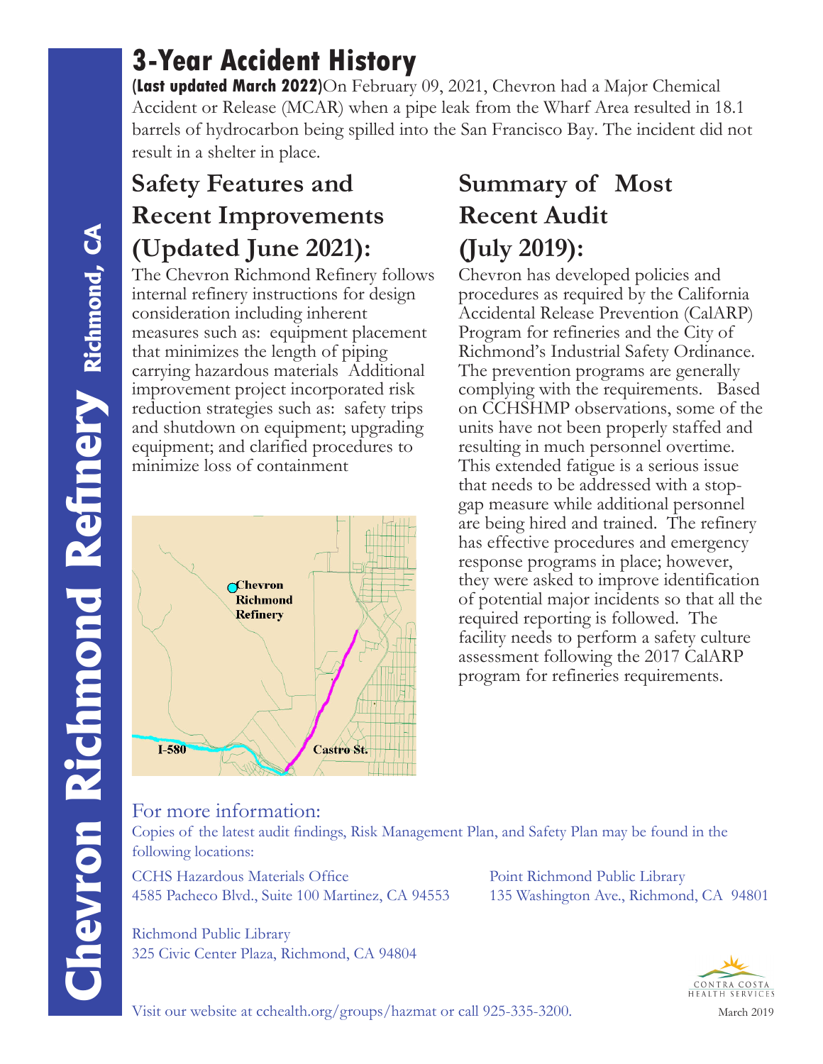# Chevron Richmond Refinery Richmond, CA

## 3-Year Accident History

**(Last updated March 2022)**On February 09, 2021, Chevron had a Major Chemical Accident or Release (MCAR) when a pipe leak from the Wharf Area resulted in 18.1 barrels of hydrocarbon being spilled into the San Francisco Bay. The incident did not result in a shelter in place.

## Safety Features and Recent Improvements (Updated June 2021):

The Chevron Richmond Refinery follows internal refinery instructions for design consideration including inherent measures such as: equipment placement that minimizes the length of piping carrying hazardous materials Additional improvement project incorporated risk reduction strategies such as: safety trips and shutdown on equipment; upgrading equipment; and clarified procedures to minimize loss of containment

Chevron Richmond Refinery

I-580

Castro St.

## Summary of Most Recent Audit (July 2019):

Chevron has developed policies and procedures as required by the California Accidental Release Prevention (CalARP) Program for refineries and the City of Richmond's Industrial Safety Ordinance. The prevention programs are generally complying with the requirements. Based on CCHSHMP observations, some of the units have not been properly staffed and resulting in much personnel overtime. This extended fatigue is a serious issue that needs to be addressed with a stop-gap measure while additional personnel are being hired and trained. The refinery has effective procedures and emergency response programs in place; however, they were asked to improve identification of potential major incidents so that all the required reporting is followed. The facility needs to perform a safety culture assessment following the 2017 CalARP program for refineries requirements.

## For more information:

Copies of the latest audit findings, Risk Management Plan, and Safety Plan may be found in the following locations:

CCHS Hazardous Materials Office
4585 Pacheco Blvd., Suite 100 Martinez, CA 94553

Point Richmond Public Library
135 Washington Ave., Richmond, CA 94801

Richmond Public Library
325 Civic Center Plaza, Richmond, CA 94804

Visit our website at cchealth.org/groups/hazmat or call 925-335-3200.

CONTRA COSTA HEALTH SERVICES

March 2019